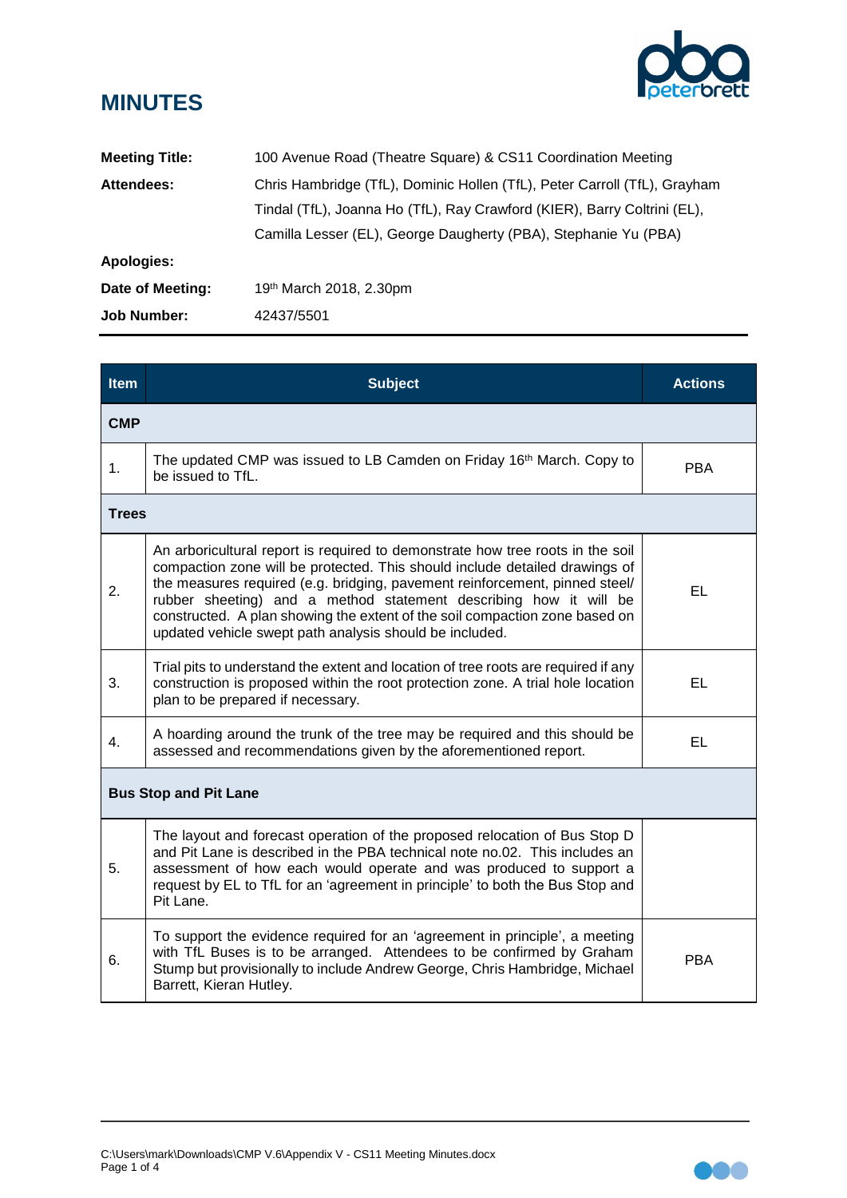# MINUTES

| | |
|---|---|
| **Meeting Title:** | 100 Avenue Road (Theatre Square) & CS11 Coordination Meeting |
| **Attendees:** | Chris Hambridge (TfL), Dominic Hollen (TfL), Peter Carroll (TfL), Grayham Tindal (TfL), Joanna Ho (TfL), Ray Crawford (KIER), Barry Coltrini (EL), Camilla Lesser (EL), George Daugherty (PBA), Stephanie Yu (PBA) |
| **Apologies:** | |
| **Date of Meeting:** | 19th March 2018, 2.30pm |
| **Job Number:** | 42437/5501 |

| Item | Subject | Actions |
|---|---|---|
| **CMP** | | |
| 1. | The updated CMP was issued to LB Camden on Friday 16th March. Copy to be issued to TfL. | PBA |
| **Trees** | | |
| 2. | An arboricultural report is required to demonstrate how tree roots in the soil compaction zone will be protected. This should include detailed drawings of the measures required (e.g. bridging, pavement reinforcement, pinned steel/ rubber sheeting) and a method statement describing how it will be constructed. A plan showing the extent of the soil compaction zone based on updated vehicle swept path analysis should be included. | EL |
| 3. | Trial pits to understand the extent and location of tree roots are required if any construction is proposed within the root protection zone. A trial hole location plan to be prepared if necessary. | EL |
| 4. | A hoarding around the trunk of the tree may be required and this should be assessed and recommendations given by the aforementioned report. | EL |
| **Bus Stop and Pit Lane** | | |
| 5. | The layout and forecast operation of the proposed relocation of Bus Stop D and Pit Lane is described in the PBA technical note no.02. This includes an assessment of how each would operate and was produced to support a request by EL to TfL for an 'agreement in principle' to both the Bus Stop and Pit Lane. | |
| 6. | To support the evidence required for an 'agreement in principle', a meeting with TfL Buses is to be arranged. Attendees to be confirmed by Graham Stump but provisionally to include Andrew George, Chris Hambridge, Michael Barrett, Kieran Hutley. | PBA |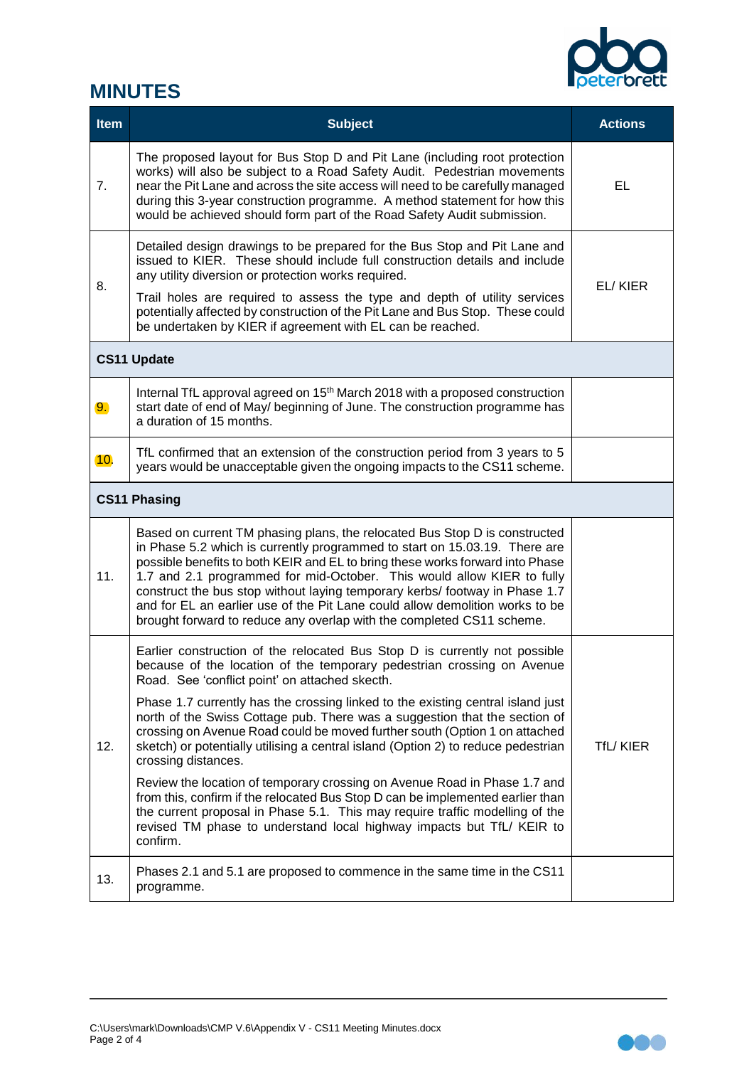# MINUTES

| Item | Subject | Actions |
|---|---|---|
| 7. | The proposed layout for Bus Stop D and Pit Lane (including root protection works) will also be subject to a Road Safety Audit. Pedestrian movements near the Pit Lane and across the site access will need to be carefully managed during this 3-year construction programme. A method statement for how this would be achieved should form part of the Road Safety Audit submission. | EL |
| 8. | Detailed design drawings to be prepared for the Bus Stop and Pit Lane and issued to KIER. These should include full construction details and include any utility diversion or protection works required.<br><br>Trail holes are required to assess the type and depth of utility services potentially affected by construction of the Pit Lane and Bus Stop. These could be undertaken by KIER if agreement with EL can be reached. | EL/ KIER |
| **CS11 Update** | | |
| 9. | Internal TfL approval agreed on 15th March 2018 with a proposed construction start date of end of May/ beginning of June. The construction programme has a duration of 15 months. | |
| 10. | TfL confirmed that an extension of the construction period from 3 years to 5 years would be unacceptable given the ongoing impacts to the CS11 scheme. | |
| **CS11 Phasing** | | |
| 11. | Based on current TM phasing plans, the relocated Bus Stop D is constructed in Phase 5.2 which is currently programmed to start on 15.03.19. There are possible benefits to both KEIR and EL to bring these works forward into Phase 1.7 and 2.1 programmed for mid-October. This would allow KIER to fully construct the bus stop without laying temporary kerbs/ footway in Phase 1.7 and for EL an earlier use of the Pit Lane could allow demolition works to be brought forward to reduce any overlap with the completed CS11 scheme. | |
| 12. | Earlier construction of the relocated Bus Stop D is currently not possible because of the location of the temporary pedestrian crossing on Avenue Road. See 'conflict point' on attached sketch.<br><br>Phase 1.7 currently has the crossing linked to the existing central island just north of the Swiss Cottage pub. There was a suggestion that the section of crossing on Avenue Road could be moved further south (Option 1 on attached sketch) or potentially utilising a central island (Option 2) to reduce pedestrian crossing distances.<br><br>Review the location of temporary crossing on Avenue Road in Phase 1.7 and from this, confirm if the relocated Bus Stop D can be implemented earlier than the current proposal in Phase 5.1. This may require traffic modelling of the revised TM phase to understand local highway impacts but TfL/ KEIR to confirm. | TfL/ KIER |
| 13. | Phases 2.1 and 5.1 are proposed to commence in the same time in the CS11 programme. | |

C:\Users\mark\Downloads\CMP V.6\Appendix V - CS11 Meeting Minutes.docx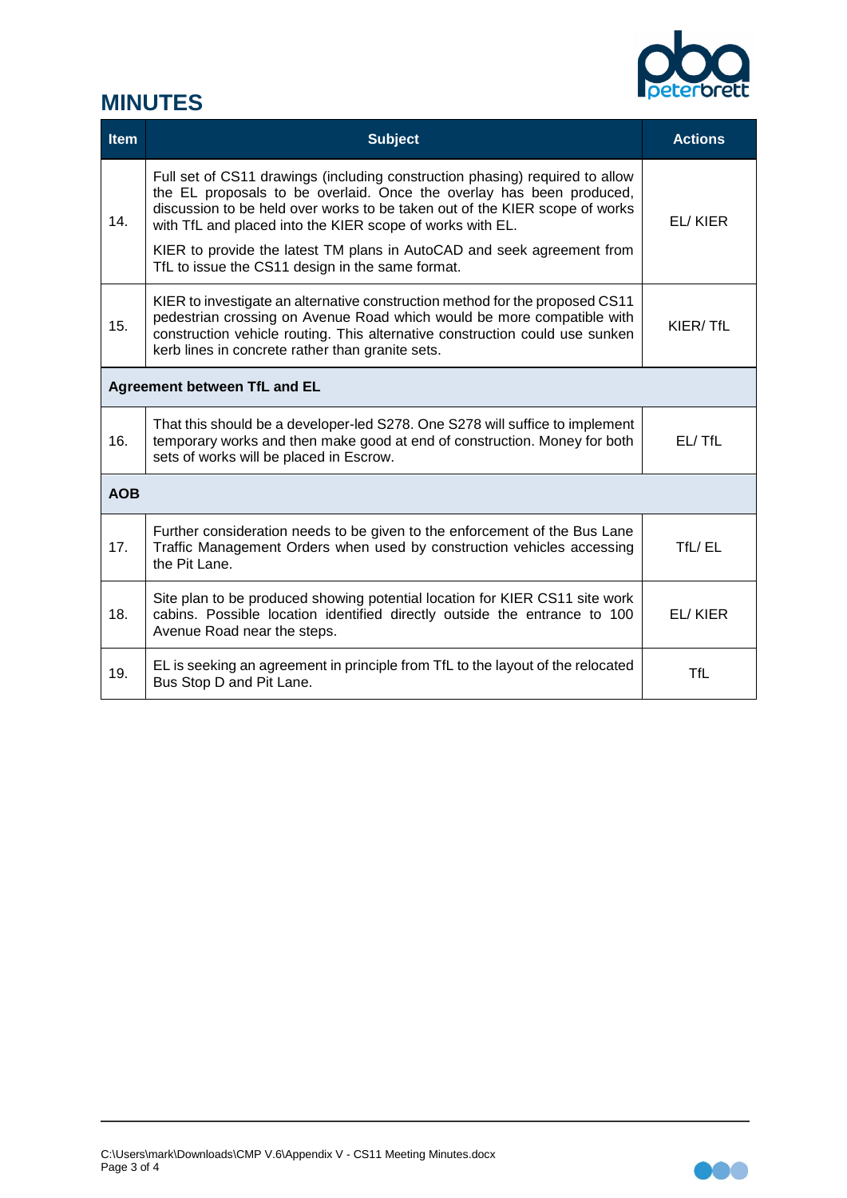# MINUTES

| Item | Subject | Actions |
|---|---|---|
| 14. | Full set of CS11 drawings (including construction phasing) required to allow the EL proposals to be overlaid. Once the overlay has been produced, discussion to be held over works to be taken out of the KIER scope of works with TfL and placed into the KIER scope of works with EL.<br><br>KIER to provide the latest TM plans in AutoCAD and seek agreement from TfL to issue the CS11 design in the same format. | EL/ KIER |
| 15. | KIER to investigate an alternative construction method for the proposed CS11 pedestrian crossing on Avenue Road which would be more compatible with construction vehicle routing. This alternative construction could use sunken kerb lines in concrete rather than granite sets. | KIER/ TfL |
| **Agreement between TfL and EL** | | |
| 16. | That this should be a developer-led S278. One S278 will suffice to implement temporary works and then make good at end of construction. Money for both sets of works will be placed in Escrow. | EL/ TfL |
| **AOB** | | |
| 17. | Further consideration needs to be given to the enforcement of the Bus Lane Traffic Management Orders when used by construction vehicles accessing the Pit Lane. | TfL/ EL |
| 18. | Site plan to be produced showing potential location for KIER CS11 site work cabins. Possible location identified directly outside the entrance to 100 Avenue Road near the steps. | EL/ KIER |
| 19. | EL is seeking an agreement in principle from TfL to the layout of the relocated Bus Stop D and Pit Lane. | TfL |

C:\Users\mark\Downloads\CMP V.6\Appendix V - CS11 Meeting Minutes.docx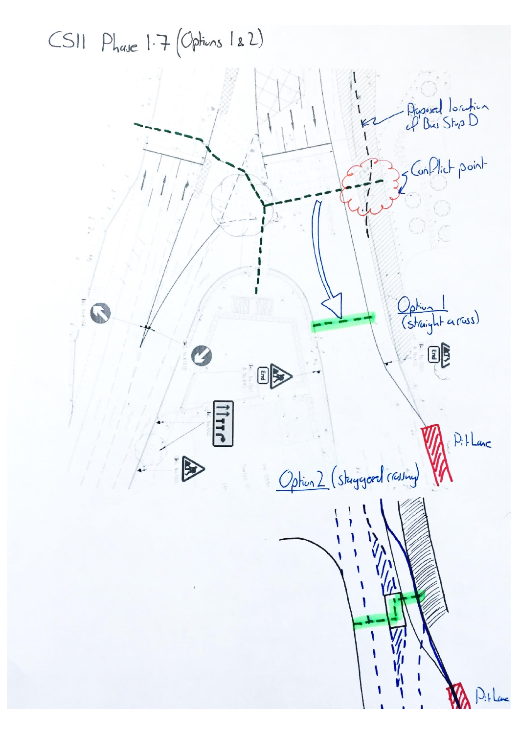# CS11 Phase 1.7 (Options 1 & 2)

Proposed location of Bus Stop D

Conflict point

Option 1 (straight across)

Pit Lane

Option 2 (staggered crossing)

Pit Lane